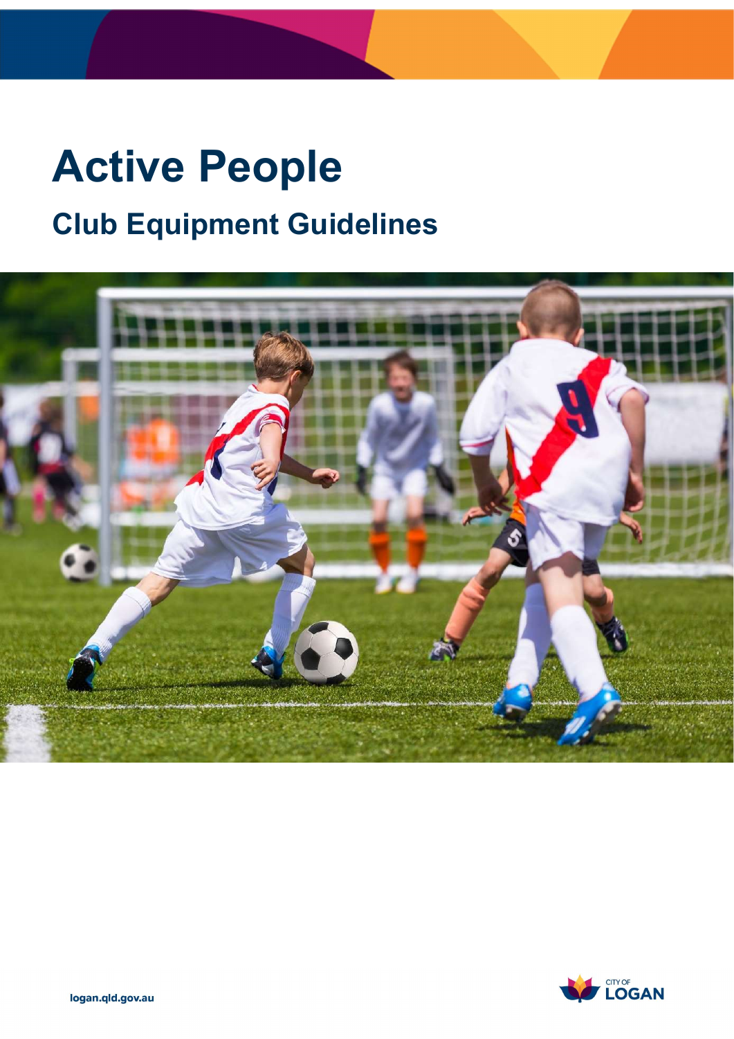# Active People

## Club Equipment Guidelines

logan.qld.gov.au

CITY OF LOGAN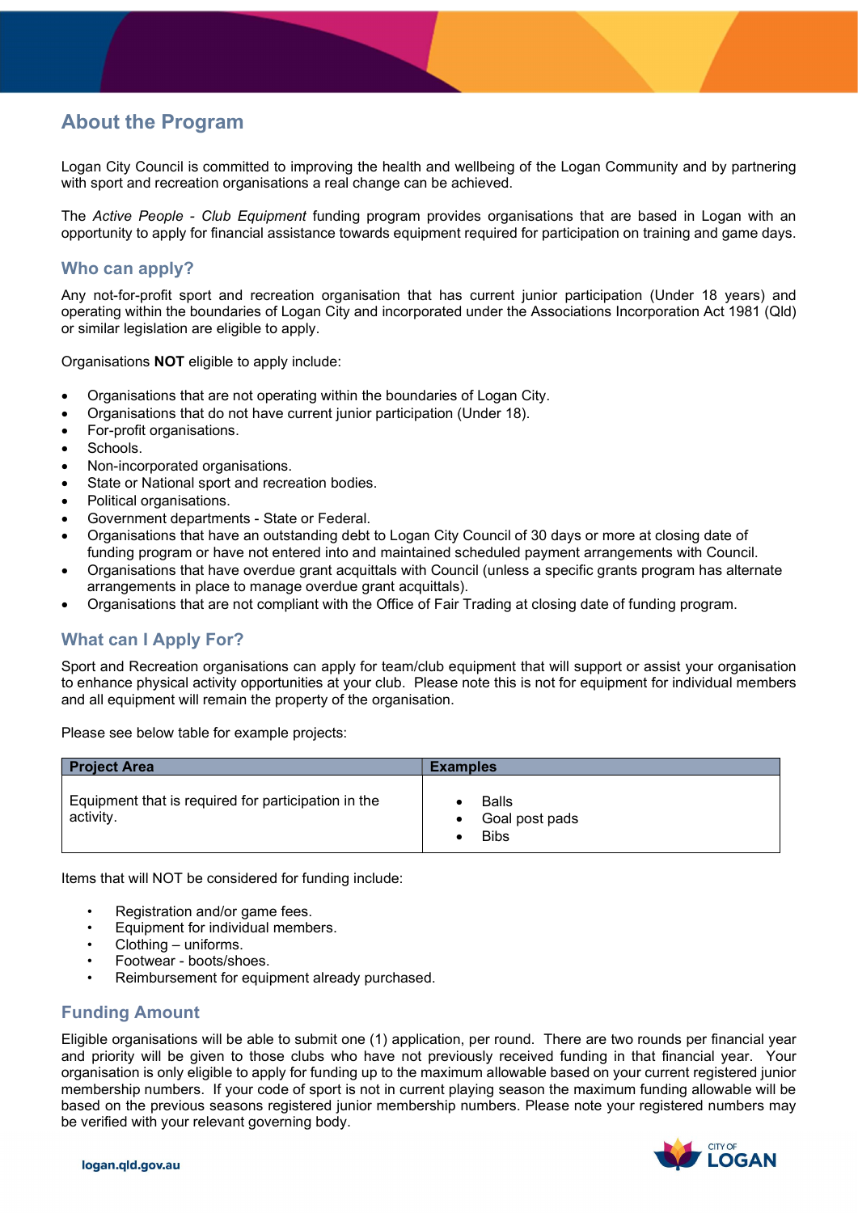## About the Program

Logan City Council is committed to improving the health and wellbeing of the Logan Community and by partnering with sport and recreation organisations a real change can be achieved.

The *Active People - Club Equipment* funding program provides organisations that are based in Logan with an opportunity to apply for financial assistance towards equipment required for participation on training and game days.

### Who can apply?

Any not-for-profit sport and recreation organisation that has current junior participation (Under 18 years) and operating within the boundaries of Logan City and incorporated under the Associations Incorporation Act 1981 (Qld) or similar legislation are eligible to apply.

Organisations **NOT** eligible to apply include:

- Organisations that are not operating within the boundaries of Logan City.
- Organisations that do not have current junior participation (Under 18).
- For-profit organisations.
- Schools.
- Non-incorporated organisations.
- State or National sport and recreation bodies.
- Political organisations.
- Government departments - State or Federal.
- Organisations that have an outstanding debt to Logan City Council of 30 days or more at closing date of funding program or have not entered into and maintained scheduled payment arrangements with Council.
- Organisations that have overdue grant acquittals with Council (unless a specific grants program has alternate arrangements in place to manage overdue grant acquittals).
- Organisations that are not compliant with the Office of Fair Trading at closing date of funding program.

### What can I Apply For?

Sport and Recreation organisations can apply for team/club equipment that will support or assist your organisation to enhance physical activity opportunities at your club. Please note this is not for equipment for individual members and all equipment will remain the property of the organisation.

Please see below table for example projects:

| Project Area | Examples |
|---|---|
| Equipment that is required for participation in the activity. | • Balls<br>• Goal post pads<br>• Bibs |

Items that will NOT be considered for funding include:

- Registration and/or game fees.
- Equipment for individual members.
- Clothing – uniforms.
- Footwear - boots/shoes.
- Reimbursement for equipment already purchased.

### Funding Amount

Eligible organisations will be able to submit one (1) application, per round. There are two rounds per financial year and priority will be given to those clubs who have not previously received funding in that financial year. Your organisation is only eligible to apply for funding up to the maximum allowable based on your current registered junior membership numbers. If your code of sport is not in current playing season the maximum funding allowable will be based on the previous seasons registered junior membership numbers. Please note your registered numbers may be verified with your relevant governing body.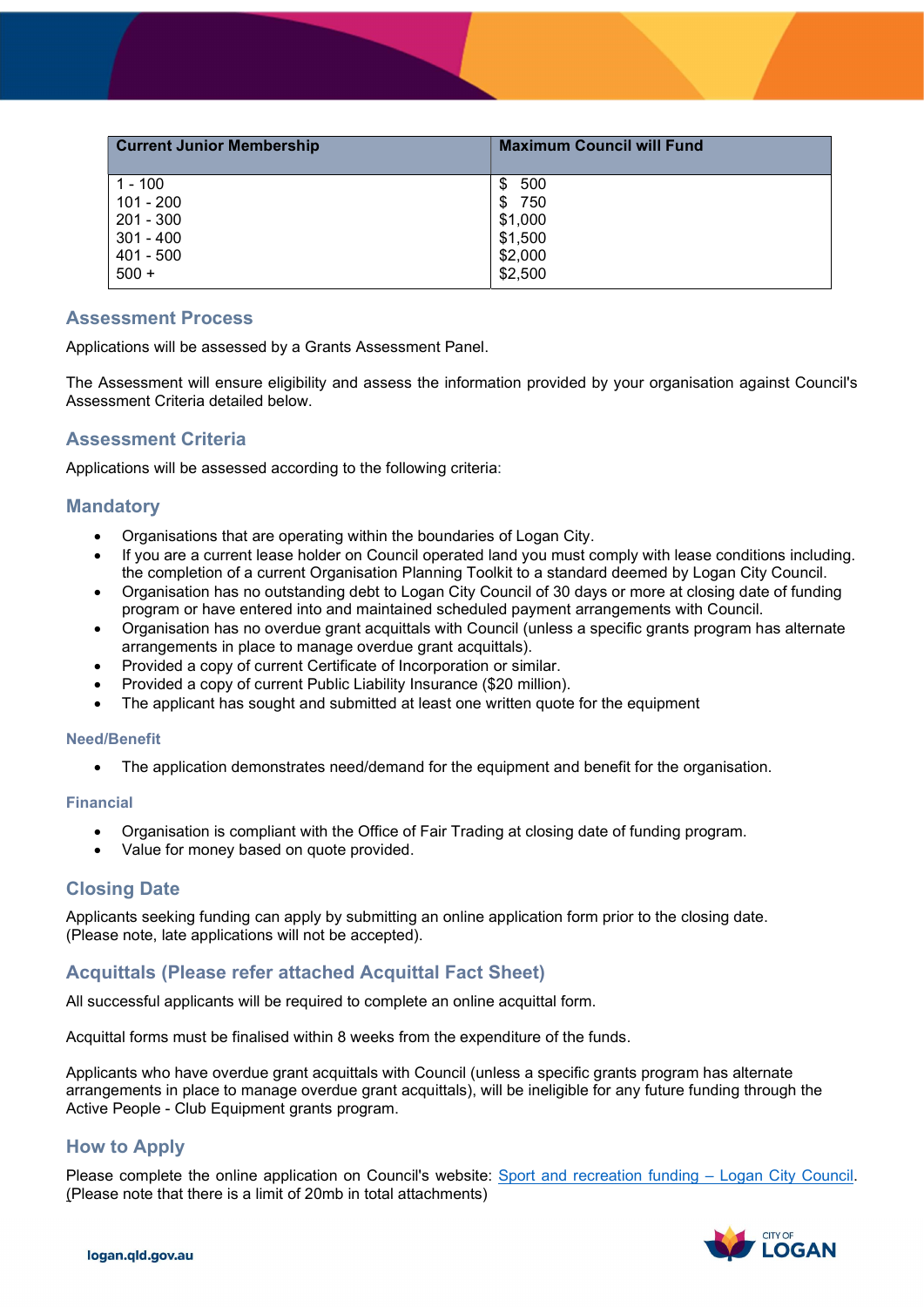| Current Junior Membership | Maximum Council will Fund |
|---|---|
| 1 - 100 | $ 500 |
| 101 - 200 | $ 750 |
| 201 - 300 | $1,000 |
| 301 - 400 | $1,500 |
| 401 - 500 | $2,000 |
| 500 + | $2,500 |

## Assessment Process

Applications will be assessed by a Grants Assessment Panel.

The Assessment will ensure eligibility and assess the information provided by your organisation against Council's Assessment Criteria detailed below.

## Assessment Criteria

Applications will be assessed according to the following criteria:

## Mandatory

- Organisations that are operating within the boundaries of Logan City.
- If you are a current lease holder on Council operated land you must comply with lease conditions including. the completion of a current Organisation Planning Toolkit to a standard deemed by Logan City Council.
- Organisation has no outstanding debt to Logan City Council of 30 days or more at closing date of funding program or have entered into and maintained scheduled payment arrangements with Council.
- Organisation has no overdue grant acquittals with Council (unless a specific grants program has alternate arrangements in place to manage overdue grant acquittals).
- Provided a copy of current Certificate of Incorporation or similar.
- Provided a copy of current Public Liability Insurance ($20 million).
- The applicant has sought and submitted at least one written quote for the equipment

### Need/Benefit

- The application demonstrates need/demand for the equipment and benefit for the organisation.

### Financial

- Organisation is compliant with the Office of Fair Trading at closing date of funding program.
- Value for money based on quote provided.

## Closing Date

Applicants seeking funding can apply by submitting an online application form prior to the closing date. (Please note, late applications will not be accepted).

## Acquittals (Please refer attached Acquittal Fact Sheet)

All successful applicants will be required to complete an online acquittal form.

Acquittal forms must be finalised within 8 weeks from the expenditure of the funds.

Applicants who have overdue grant acquittals with Council (unless a specific grants program has alternate arrangements in place to manage overdue grant acquittals), will be ineligible for any future funding through the Active People - Club Equipment grants program.

## How to Apply

Please complete the online application on Council's website: [Sport and recreation funding – Logan City Council](). (Please note that there is a limit of 20mb in total attachments)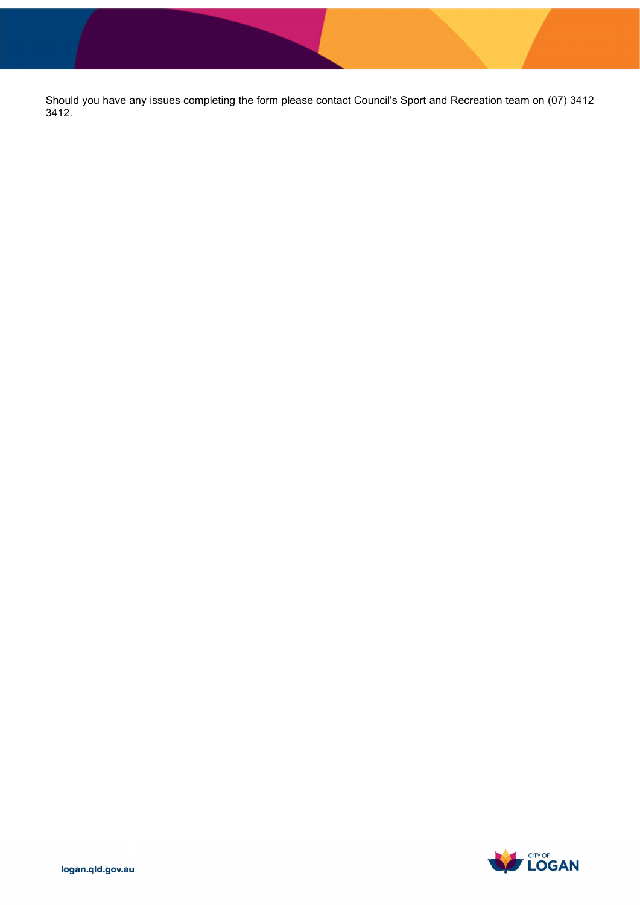Should you have any issues completing the form please contact Council's Sport and Recreation team on (07) 3412 3412.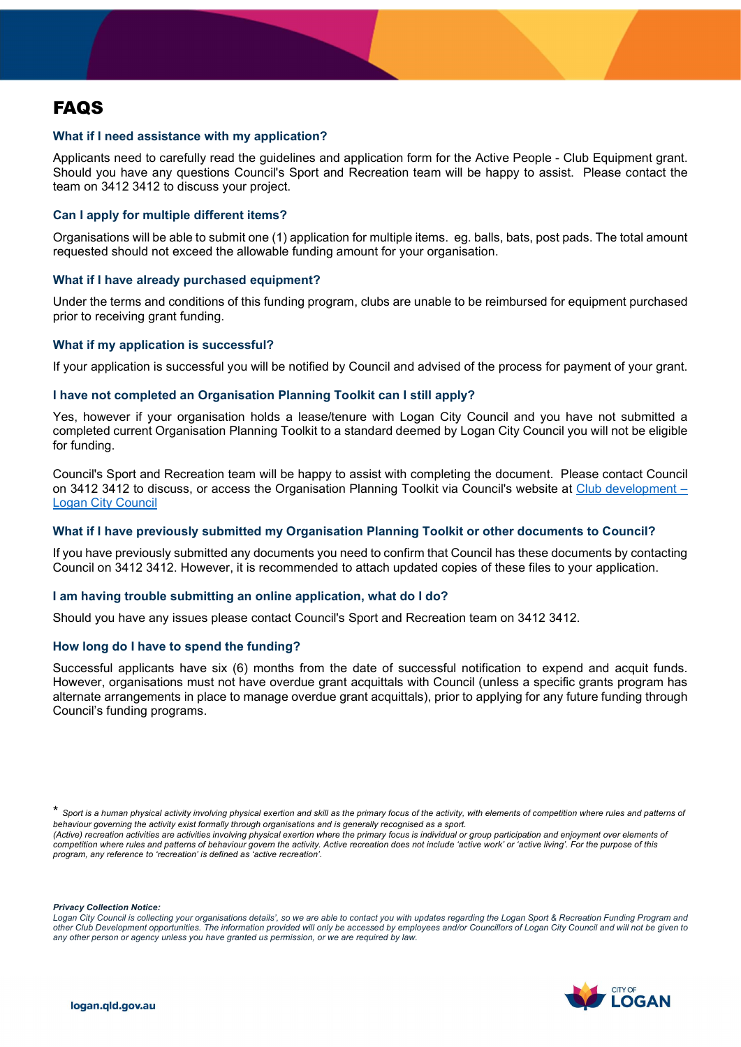# FAQS

### What if I need assistance with my application?

Applicants need to carefully read the guidelines and application form for the Active People - Club Equipment grant. Should you have any questions Council's Sport and Recreation team will be happy to assist. Please contact the team on 3412 3412 to discuss your project.

### Can I apply for multiple different items?

Organisations will be able to submit one (1) application for multiple items. eg. balls, bats, post pads. The total amount requested should not exceed the allowable funding amount for your organisation.

### What if I have already purchased equipment?

Under the terms and conditions of this funding program, clubs are unable to be reimbursed for equipment purchased prior to receiving grant funding.

### What if my application is successful?

If your application is successful you will be notified by Council and advised of the process for payment of your grant.

### I have not completed an Organisation Planning Toolkit can I still apply?

Yes, however if your organisation holds a lease/tenure with Logan City Council and you have not submitted a completed current Organisation Planning Toolkit to a standard deemed by Logan City Council you will not be eligible for funding.

Council's Sport and Recreation team will be happy to assist with completing the document. Please contact Council on 3412 3412 to discuss, or access the Organisation Planning Toolkit via Council's website at [Club development – Logan City Council]

### What if I have previously submitted my Organisation Planning Toolkit or other documents to Council?

If you have previously submitted any documents you need to confirm that Council has these documents by contacting Council on 3412 3412. However, it is recommended to attach updated copies of these files to your application.

### I am having trouble submitting an online application, what do I do?

Should you have any issues please contact Council's Sport and Recreation team on 3412 3412.

### How long do I have to spend the funding?

Successful applicants have six (6) months from the date of successful notification to expend and acquit funds. However, organisations must not have overdue grant acquittals with Council (unless a specific grants program has alternate arrangements in place to manage overdue grant acquittals), prior to applying for any future funding through Council's funding programs.

*\* Sport is a human physical activity involving physical exertion and skill as the primary focus of the activity, with elements of competition where rules and patterns of behaviour governing the activity exist formally through organisations and is generally recognised as a sport.*
*(Active) recreation activities are activities involving physical exertion where the primary focus is individual or group participation and enjoyment over elements of competition where rules and patterns of behaviour govern the activity. Active recreation does not include 'active work' or 'active living'. For the purpose of this program, any reference to 'recreation' is defined as 'active recreation'.*

***Privacy Collection Notice:***
*Logan City Council is collecting your organisations details', so we are able to contact you with updates regarding the Logan Sport & Recreation Funding Program and other Club Development opportunities. The information provided will only be accessed by employees and/or Councillors of Logan City Council and will not be given to any other person or agency unless you have granted us permission, or we are required by law.*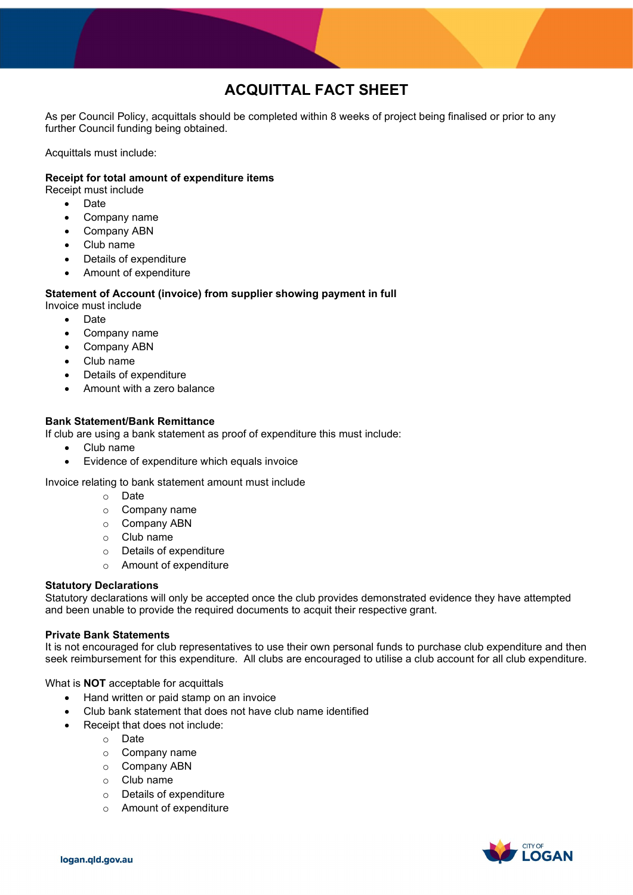# ACQUITTAL FACT SHEET

As per Council Policy, acquittals should be completed within 8 weeks of project being finalised or prior to any further Council funding being obtained.

Acquittals must include:

**Receipt for total amount of expenditure items**
Receipt must include

- Date
- Company name
- Company ABN
- Club name
- Details of expenditure
- Amount of expenditure

**Statement of Account (invoice) from supplier showing payment in full**
Invoice must include

- Date
- Company name
- Company ABN
- Club name
- Details of expenditure
- Amount with a zero balance

**Bank Statement/Bank Remittance**
If club are using a bank statement as proof of expenditure this must include:

- Club name
- Evidence of expenditure which equals invoice

Invoice relating to bank statement amount must include

- Date
- Company name
- Company ABN
- Club name
- Details of expenditure
- Amount of expenditure

**Statutory Declarations**
Statutory declarations will only be accepted once the club provides demonstrated evidence they have attempted and been unable to provide the required documents to acquit their respective grant.

**Private Bank Statements**
It is not encouraged for club representatives to use their own personal funds to purchase club expenditure and then seek reimbursement for this expenditure. All clubs are encouraged to utilise a club account for all club expenditure.

What is **NOT** acceptable for acquittals

- Hand written or paid stamp on an invoice
- Club bank statement that does not have club name identified
- Receipt that does not include:
    - Date
    - Company name
    - Company ABN
    - Club name
    - Details of expenditure
    - Amount of expenditure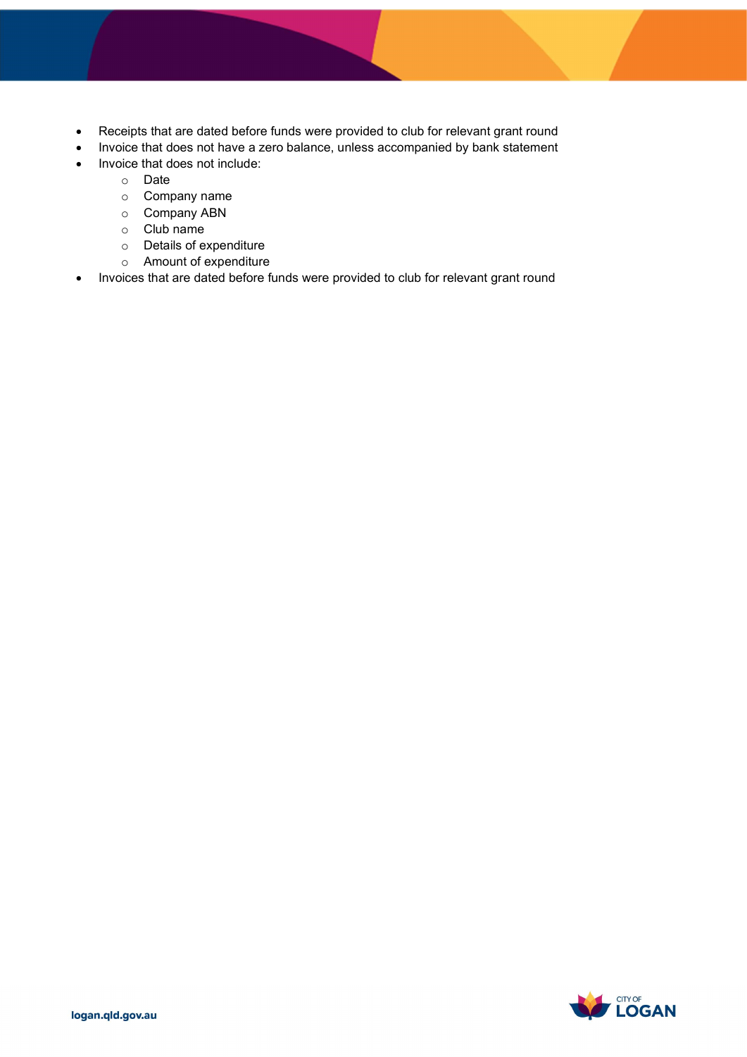- Receipts that are dated before funds were provided to club for relevant grant round
- Invoice that does not have a zero balance, unless accompanied by bank statement
- Invoice that does not include:
    - Date
    - Company name
    - Company ABN
    - Club name
    - Details of expenditure
    - Amount of expenditure
- Invoices that are dated before funds were provided to club for relevant grant round